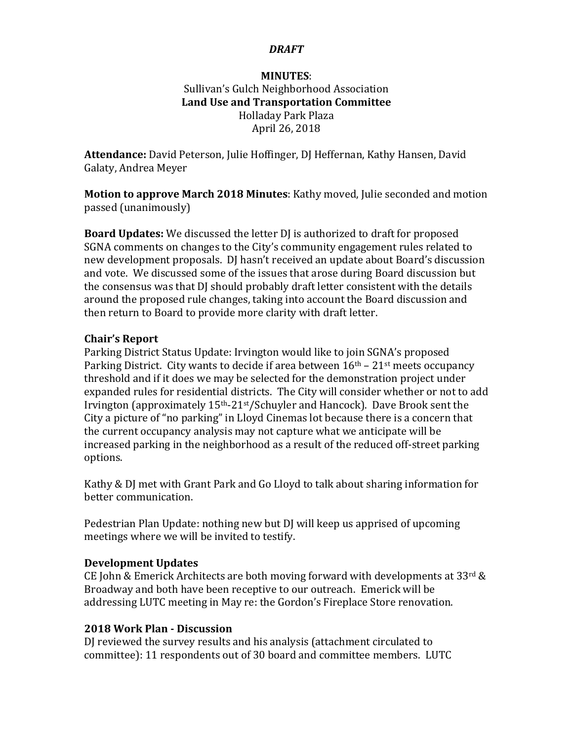*DRAFT*

**MINUTES**:
Sullivan's Gulch Neighborhood Association
**Land Use and Transportation Committee**
Holladay Park Plaza
April 26, 2018

**Attendance:** David Peterson, Julie Hoffinger, DJ Heffernan, Kathy Hansen, David Galaty, Andrea Meyer

**Motion to approve March 2018 Minutes**: Kathy moved, Julie seconded and motion passed (unanimously)

**Board Updates:** We discussed the letter DJ is authorized to draft for proposed SGNA comments on changes to the City's community engagement rules related to new development proposals. DJ hasn't received an update about Board's discussion and vote. We discussed some of the issues that arose during Board discussion but the consensus was that DJ should probably draft letter consistent with the details around the proposed rule changes, taking into account the Board discussion and then return to Board to provide more clarity with draft letter.

### Chair's Report

Parking District Status Update: Irvington would like to join SGNA's proposed Parking District. City wants to decide if area between 16th – 21st meets occupancy threshold and if it does we may be selected for the demonstration project under expanded rules for residential districts. The City will consider whether or not to add Irvington (approximately 15th-21st/Schuyler and Hancock). Dave Brook sent the City a picture of "no parking" in Lloyd Cinemas lot because there is a concern that the current occupancy analysis may not capture what we anticipate will be increased parking in the neighborhood as a result of the reduced off-street parking options.

Kathy & DJ met with Grant Park and Go Lloyd to talk about sharing information for better communication.

Pedestrian Plan Update: nothing new but DJ will keep us apprised of upcoming meetings where we will be invited to testify.

### Development Updates

CE John & Emerick Architects are both moving forward with developments at 33rd & Broadway and both have been receptive to our outreach. Emerick will be addressing LUTC meeting in May re: the Gordon's Fireplace Store renovation.

### 2018 Work Plan - Discussion

DJ reviewed the survey results and his analysis (attachment circulated to committee): 11 respondents out of 30 board and committee members. LUTC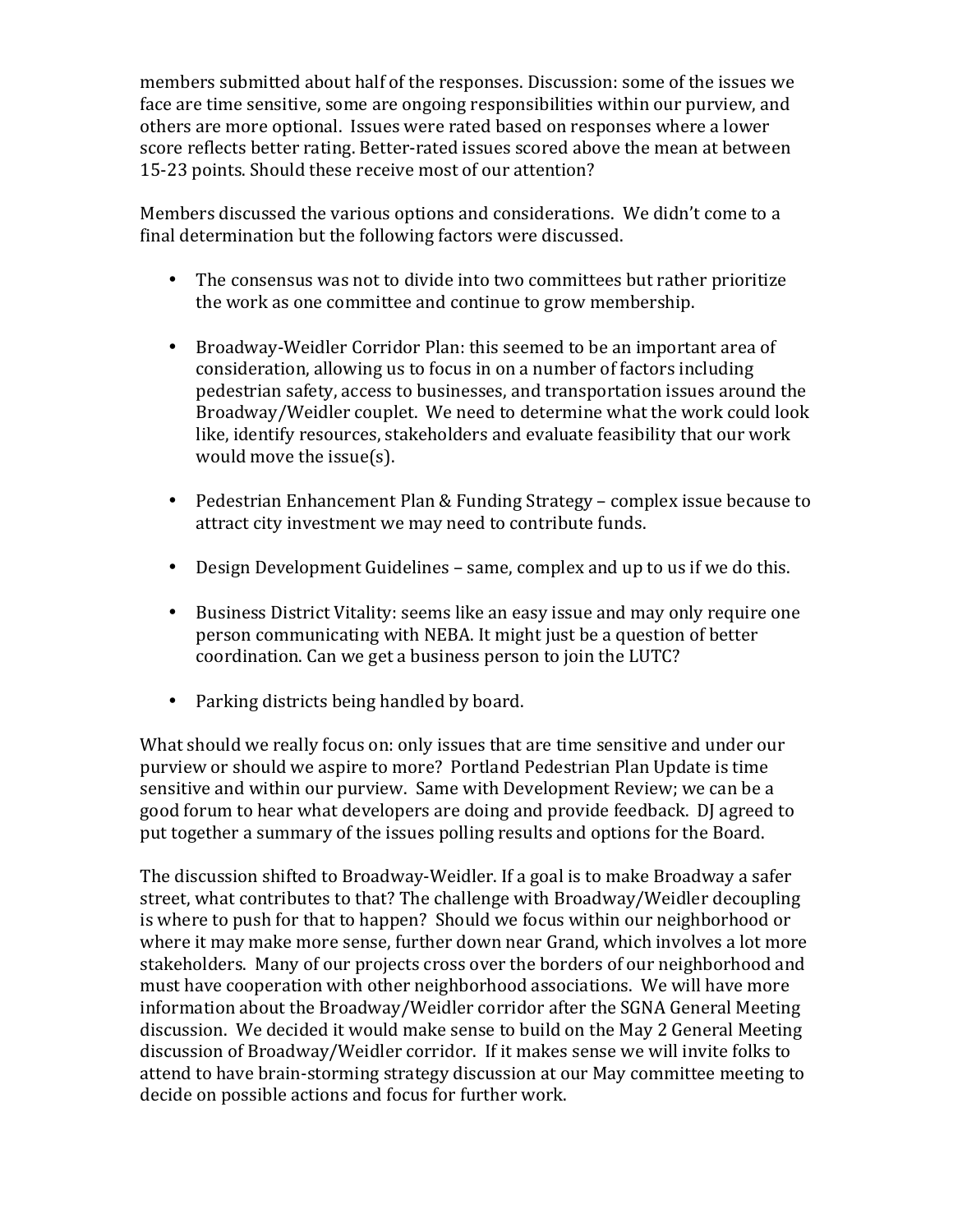members submitted about half of the responses. Discussion: some of the issues we face are time sensitive, some are ongoing responsibilities within our purview, and others are more optional. Issues were rated based on responses where a lower score reflects better rating. Better-rated issues scored above the mean at between 15-23 points. Should these receive most of our attention?

Members discussed the various options and considerations. We didn't come to a final determination but the following factors were discussed.

- The consensus was not to divide into two committees but rather prioritize the work as one committee and continue to grow membership.

- Broadway-Weidler Corridor Plan: this seemed to be an important area of consideration, allowing us to focus in on a number of factors including pedestrian safety, access to businesses, and transportation issues around the Broadway/Weidler couplet. We need to determine what the work could look like, identify resources, stakeholders and evaluate feasibility that our work would move the issue(s).

- Pedestrian Enhancement Plan & Funding Strategy – complex issue because to attract city investment we may need to contribute funds.

- Design Development Guidelines – same, complex and up to us if we do this.

- Business District Vitality: seems like an easy issue and may only require one person communicating with NEBA. It might just be a question of better coordination. Can we get a business person to join the LUTC?

- Parking districts being handled by board.

What should we really focus on: only issues that are time sensitive and under our purview or should we aspire to more? Portland Pedestrian Plan Update is time sensitive and within our purview. Same with Development Review; we can be a good forum to hear what developers are doing and provide feedback. DJ agreed to put together a summary of the issues polling results and options for the Board.

The discussion shifted to Broadway-Weidler. If a goal is to make Broadway a safer street, what contributes to that? The challenge with Broadway/Weidler decoupling is where to push for that to happen? Should we focus within our neighborhood or where it may make more sense, further down near Grand, which involves a lot more stakeholders. Many of our projects cross over the borders of our neighborhood and must have cooperation with other neighborhood associations. We will have more information about the Broadway/Weidler corridor after the SGNA General Meeting discussion. We decided it would make sense to build on the May 2 General Meeting discussion of Broadway/Weidler corridor. If it makes sense we will invite folks to attend to have brain-storming strategy discussion at our May committee meeting to decide on possible actions and focus for further work.